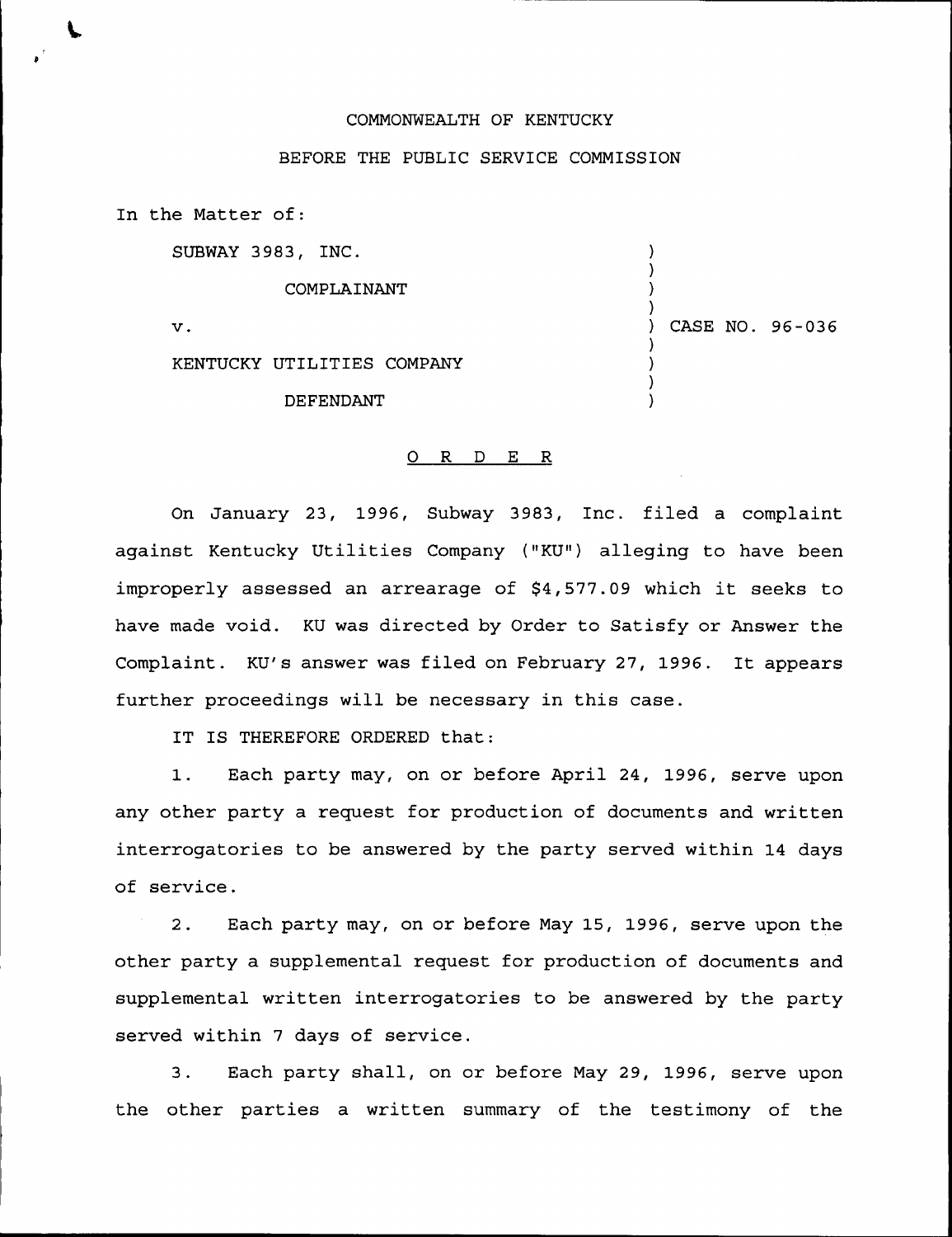COMMONWEALTH OF KENTUCKY

BEFORE THE PUBLIC SERVICE COMMISSION

In the Matter of:

SUBWAY 3983, INC.

COMPLAINANT

v.

KENTUCKY UTILITIES COMPANY

DEFENDANT

CASE NO. 96-036

O R D E R

On January 23, 1996, Subway 3983, Inc. filed a complaint against Kentucky Utilities Company ("KU") alleging to have been improperly assessed an arrearage of $4,577.09 which it seeks to have made void. KU was directed by Order to Satisfy or Answer the Complaint. KU's answer was filed on February 27, 1996. It appears further proceedings will be necessary in this case.

IT IS THEREFORE ORDERED that:

1. Each party may, on or before April 24, 1996, serve upon any other party a request for production of documents and written interrogatories to be answered by the party served within 14 days of service.

2. Each party may, on or before May 15, 1996, serve upon the other party a supplemental request for production of documents and supplemental written interrogatories to be answered by the party served within 7 days of service.

3. Each party shall, on or before May 29, 1996, serve upon the other parties a written summary of the testimony of the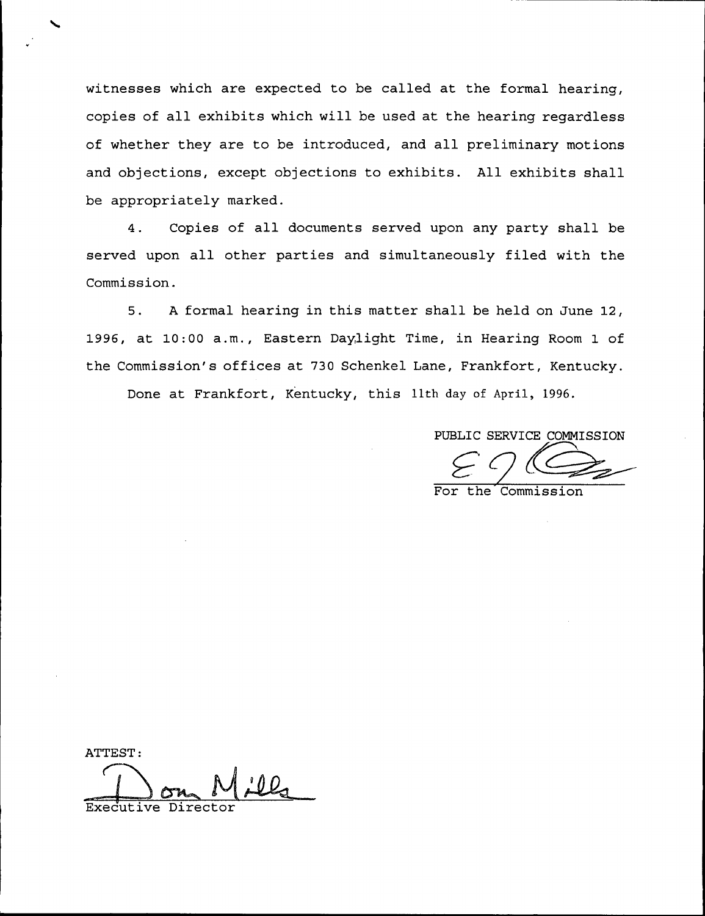witnesses which are expected to be called at the formal hearing, copies of all exhibits which will be used at the hearing regardless of whether they are to be introduced, and all preliminary motions and objections, except objections to exhibits. All exhibits shall be appropriately marked.

4. Copies of all documents served upon any party shall be served upon all other parties and simultaneously filed with the Commission.

5. A formal hearing in this matter shall be held on June 12, 1996, at 10:00 a.m., Eastern Daylight Time, in Hearing Room 1 of the Commission's offices at 730 Schenkel Lane, Frankfort, Kentucky.

Done at Frankfort, Kentucky, this 11th day of April, 1996.

PUBLIC SERVICE COMMISSION

For the Commission

ATTEST:

Executive Director